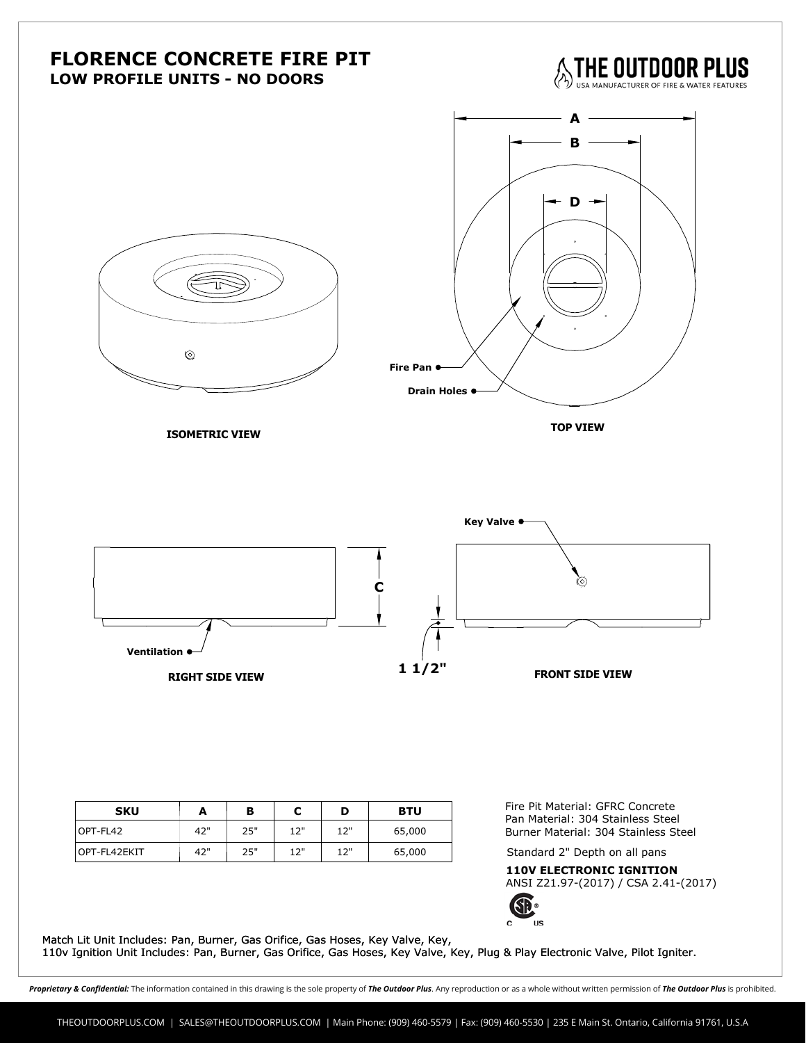# FLORENCE CONCRETE FIRE PIT

## LOW PROFILE UNITS - NO DOORS

THE OUTDOOR PLUS
USA MANUFACTURER OF FIRE & WATER FEATURES

A
B
D

Fire Pan
Drain Holes

ISOMETRIC VIEW

TOP VIEW

Key Valve

C

Ventilation

1 1/2"

RIGHT SIDE VIEW

FRONT SIDE VIEW

| SKU | A | B | C | D | BTU |
| --- | --- | --- | --- | --- | --- |
| OPT-FL42 | 42" | 25" | 12" | 12" | 65,000 |
| OPT-FL42EKIT | 42" | 25" | 12" | 12" | 65,000 |

Fire Pit Material: GFRC Concrete
Pan Material: 304 Stainless Steel
Burner Material: 304 Stainless Steel

Standard 2" Depth on all pans

**110V ELECTRONIC IGNITION**
ANSI Z21.97-(2017) / CSA 2.41-(2017)

Match Lit Unit Includes: Pan, Burner, Gas Orifice, Gas Hoses, Key Valve, Key,
110v Ignition Unit Includes: Pan, Burner, Gas Orifice, Gas Hoses, Key Valve, Key, Plug & Play Electronic Valve, Pilot Igniter.

***Proprietary & Confidential:*** The information contained in this drawing is the sole property of ***The Outdoor Plus***. Any reproduction or as a whole without written permission of ***The Outdoor Plus*** is prohibited.

THEOUTDOORPLUS.COM | SALES@THEOUTDOORPLUS.COM | Main Phone: (909) 460-5579 | Fax: (909) 460-5530 | 235 E Main St. Ontario, California 91761, U.S.A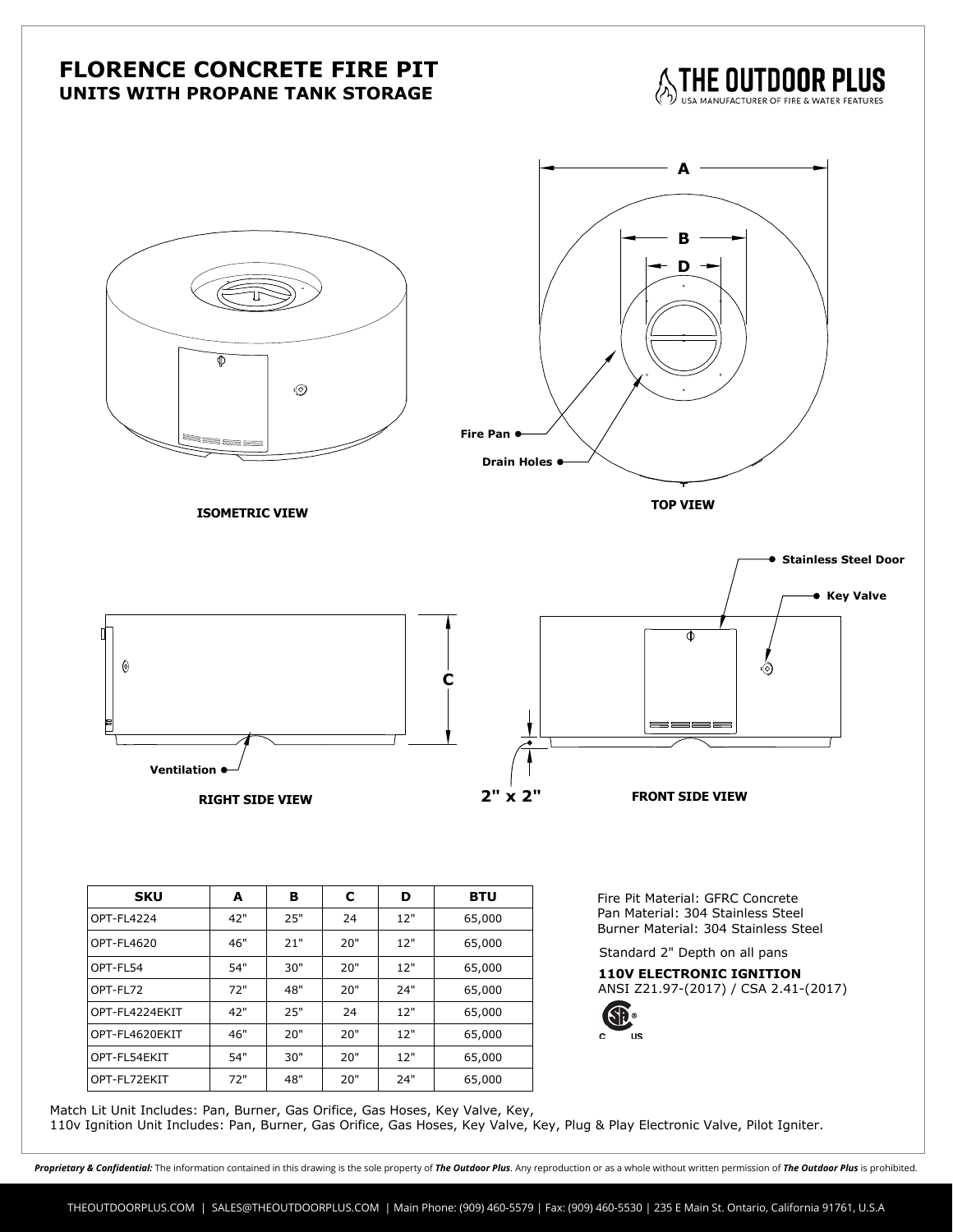# FLORENCE CONCRETE FIRE PIT
## UNITS WITH PROPANE TANK STORAGE

THE OUTDOOR PLUS
USA MANUFACTURER OF FIRE & WATER FEATURES

A
B
D

Fire Pan
Drain Holes

ISOMETRIC VIEW

TOP VIEW

Stainless Steel Door
Key Valve

C

Ventilation

2" x 2"

RIGHT SIDE VIEW

FRONT SIDE VIEW

| SKU | A | B | C | D | BTU |
|---|---|---|---|---|---|
| OPT-FL4224 | 42" | 25" | 24 | 12" | 65,000 |
| OPT-FL4620 | 46" | 21" | 20" | 12" | 65,000 |
| OPT-FL54 | 54" | 30" | 20" | 12" | 65,000 |
| OPT-FL72 | 72" | 48" | 20" | 24" | 65,000 |
| OPT-FL4224EKIT | 42" | 25" | 24 | 12" | 65,000 |
| OPT-FL4620EKIT | 46" | 20" | 20" | 12" | 65,000 |
| OPT-FL54EKIT | 54" | 30" | 20" | 12" | 65,000 |
| OPT-FL72EKIT | 72" | 48" | 20" | 24" | 65,000 |

Fire Pit Material: GFRC Concrete
Pan Material: 304 Stainless Steel
Burner Material: 304 Stainless Steel

Standard 2" Depth on all pans

**110V ELECTRONIC IGNITION**
ANSI Z21.97-(2017) / CSA 2.41-(2017)

Match Lit Unit Includes: Pan, Burner, Gas Orifice, Gas Hoses, Key Valve, Key,
110v Ignition Unit Includes: Pan, Burner, Gas Orifice, Gas Hoses, Key Valve, Key, Plug & Play Electronic Valve, Pilot Igniter.

***Proprietary & Confidential:*** The information contained in this drawing is the sole property of ***The Outdoor Plus***. Any reproduction or as a whole without written permission of ***The Outdoor Plus*** is prohibited.

THEOUTDOORPLUS.COM | SALES@THEOUTDOORPLUS.COM | Main Phone: (909) 460-5579 | Fax: (909) 460-5530 | 235 E Main St. Ontario, California 91761, U.S.A